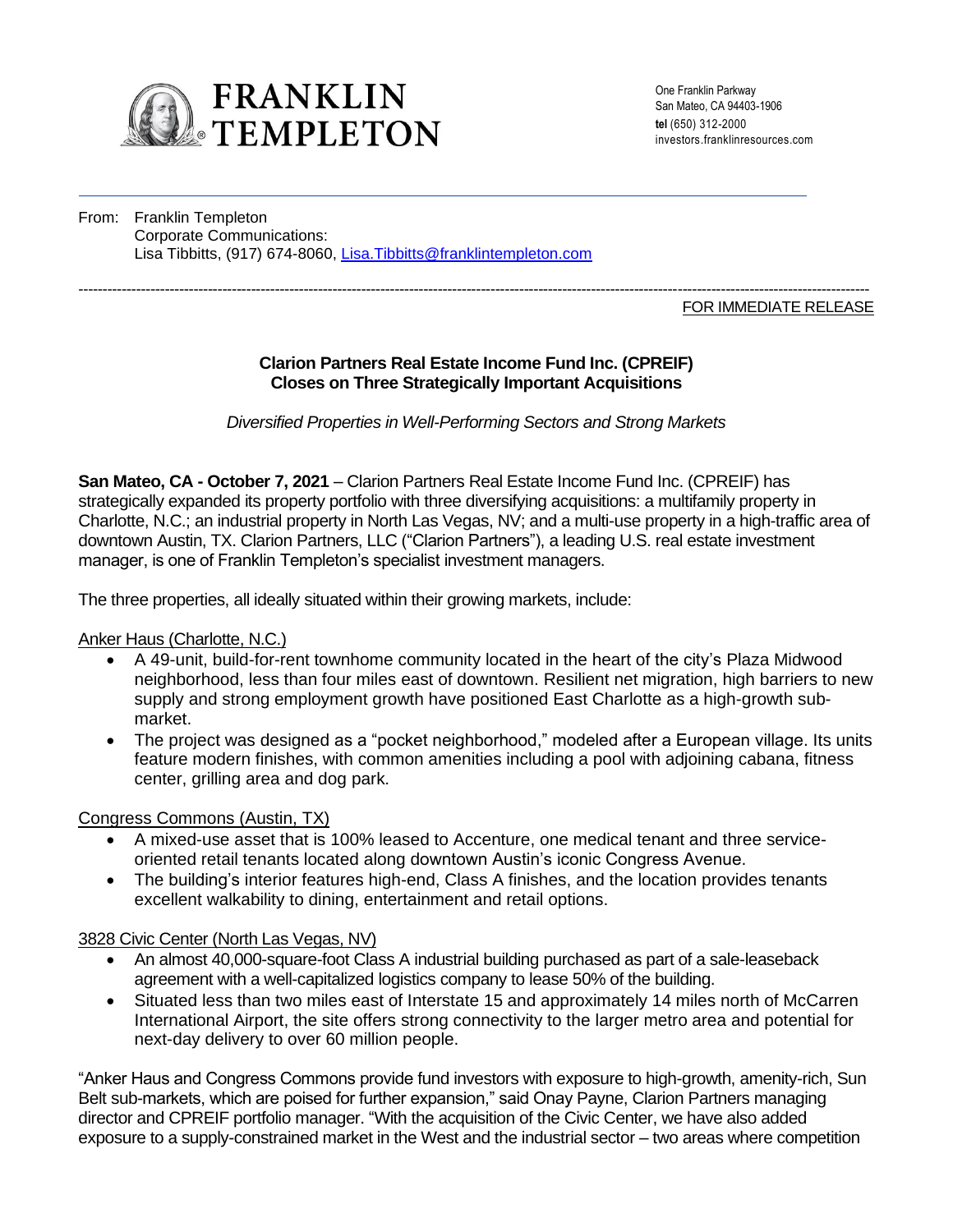One Franklin Parkway
San Mateo, CA 94403-1906
**tel** (650) 312-2000
investors.franklinresources.com

From: Franklin Templeton
Corporate Communications:
Lisa Tibbitts, (917) 674-8060, Lisa.Tibbitts@franklintempleton.com

FOR IMMEDIATE RELEASE

## Clarion Partners Real Estate Income Fund Inc. (CPREIF) Closes on Three Strategically Important Acquisitions

*Diversified Properties in Well-Performing Sectors and Strong Markets*

**San Mateo, CA - October 7, 2021** – Clarion Partners Real Estate Income Fund Inc. (CPREIF) has strategically expanded its property portfolio with three diversifying acquisitions: a multifamily property in Charlotte, N.C.; an industrial property in North Las Vegas, NV; and a multi-use property in a high-traffic area of downtown Austin, TX. Clarion Partners, LLC ("Clarion Partners"), a leading U.S. real estate investment manager, is one of Franklin Templeton's specialist investment managers.

The three properties, all ideally situated within their growing markets, include:

Anker Haus (Charlotte, N.C.)

- A 49-unit, build-for-rent townhome community located in the heart of the city's Plaza Midwood neighborhood, less than four miles east of downtown. Resilient net migration, high barriers to new supply and strong employment growth have positioned East Charlotte as a high-growth sub-market.
- The project was designed as a "pocket neighborhood," modeled after a European village. Its units feature modern finishes, with common amenities including a pool with adjoining cabana, fitness center, grilling area and dog park.

Congress Commons (Austin, TX)

- A mixed-use asset that is 100% leased to Accenture, one medical tenant and three service-oriented retail tenants located along downtown Austin's iconic Congress Avenue.
- The building's interior features high-end, Class A finishes, and the location provides tenants excellent walkability to dining, entertainment and retail options.

3828 Civic Center (North Las Vegas, NV)

- An almost 40,000-square-foot Class A industrial building purchased as part of a sale-leaseback agreement with a well-capitalized logistics company to lease 50% of the building.
- Situated less than two miles east of Interstate 15 and approximately 14 miles north of McCarren International Airport, the site offers strong connectivity to the larger metro area and potential for next-day delivery to over 60 million people.

"Anker Haus and Congress Commons provide fund investors with exposure to high-growth, amenity-rich, Sun Belt sub-markets, which are poised for further expansion," said Onay Payne, Clarion Partners managing director and CPREIF portfolio manager. "With the acquisition of the Civic Center, we have also added exposure to a supply-constrained market in the West and the industrial sector – two areas where competition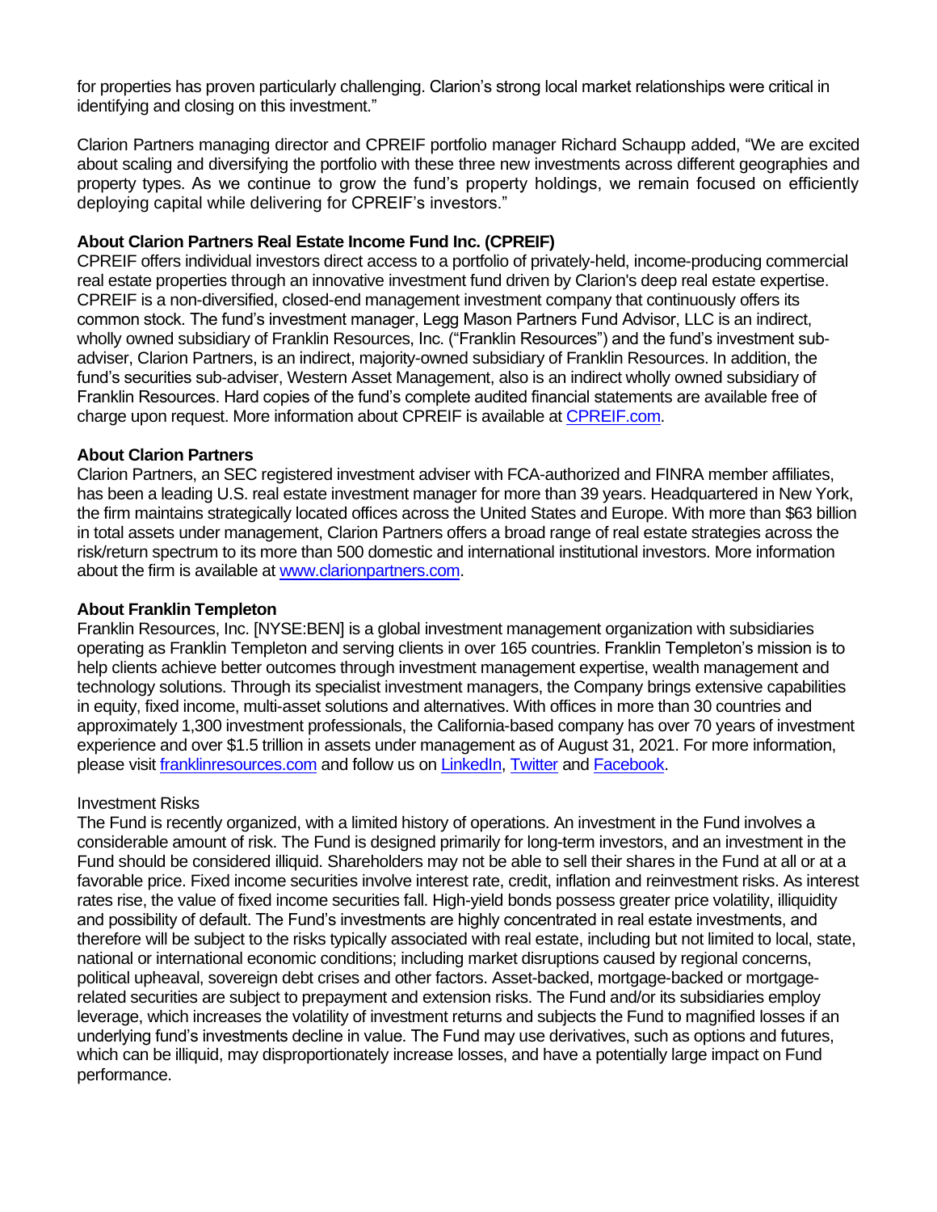for properties has proven particularly challenging. Clarion's strong local market relationships were critical in identifying and closing on this investment."

Clarion Partners managing director and CPREIF portfolio manager Richard Schaupp added, "We are excited about scaling and diversifying the portfolio with these three new investments across different geographies and property types. As we continue to grow the fund's property holdings, we remain focused on efficiently deploying capital while delivering for CPREIF's investors."

**About Clarion Partners Real Estate Income Fund Inc. (CPREIF)**
CPREIF offers individual investors direct access to a portfolio of privately-held, income-producing commercial real estate properties through an innovative investment fund driven by Clarion's deep real estate expertise. CPREIF is a non-diversified, closed-end management investment company that continuously offers its common stock. The fund's investment manager, Legg Mason Partners Fund Advisor, LLC is an indirect, wholly owned subsidiary of Franklin Resources, Inc. ("Franklin Resources") and the fund's investment sub-adviser, Clarion Partners, is an indirect, majority-owned subsidiary of Franklin Resources. In addition, the fund's securities sub-adviser, Western Asset Management, also is an indirect wholly owned subsidiary of Franklin Resources. Hard copies of the fund's complete audited financial statements are available free of charge upon request. More information about CPREIF is available at [CPREIF.com](CPREIF.com).

**About Clarion Partners**
Clarion Partners, an SEC registered investment adviser with FCA-authorized and FINRA member affiliates, has been a leading U.S. real estate investment manager for more than 39 years. Headquartered in New York, the firm maintains strategically located offices across the United States and Europe. With more than $63 billion in total assets under management, Clarion Partners offers a broad range of real estate strategies across the risk/return spectrum to its more than 500 domestic and international institutional investors. More information about the firm is available at [www.clarionpartners.com](www.clarionpartners.com).

**About Franklin Templeton**
Franklin Resources, Inc. [NYSE:BEN] is a global investment management organization with subsidiaries operating as Franklin Templeton and serving clients in over 165 countries. Franklin Templeton's mission is to help clients achieve better outcomes through investment management expertise, wealth management and technology solutions. Through its specialist investment managers, the Company brings extensive capabilities in equity, fixed income, multi-asset solutions and alternatives. With offices in more than 30 countries and approximately 1,300 investment professionals, the California-based company has over 70 years of investment experience and over $1.5 trillion in assets under management as of August 31, 2021. For more information, please visit [franklinresources.com](franklinresources.com) and follow us on LinkedIn, Twitter and Facebook.

Investment Risks
The Fund is recently organized, with a limited history of operations. An investment in the Fund involves a considerable amount of risk. The Fund is designed primarily for long-term investors, and an investment in the Fund should be considered illiquid. Shareholders may not be able to sell their shares in the Fund at all or at a favorable price. Fixed income securities involve interest rate, credit, inflation and reinvestment risks. As interest rates rise, the value of fixed income securities fall. High-yield bonds possess greater price volatility, illiquidity and possibility of default. The Fund's investments are highly concentrated in real estate investments, and therefore will be subject to the risks typically associated with real estate, including but not limited to local, state, national or international economic conditions; including market disruptions caused by regional concerns, political upheaval, sovereign debt crises and other factors. Asset-backed, mortgage-backed or mortgage-related securities are subject to prepayment and extension risks. The Fund and/or its subsidiaries employ leverage, which increases the volatility of investment returns and subjects the Fund to magnified losses if an underlying fund's investments decline in value. The Fund may use derivatives, such as options and futures, which can be illiquid, may disproportionately increase losses, and have a potentially large impact on Fund performance.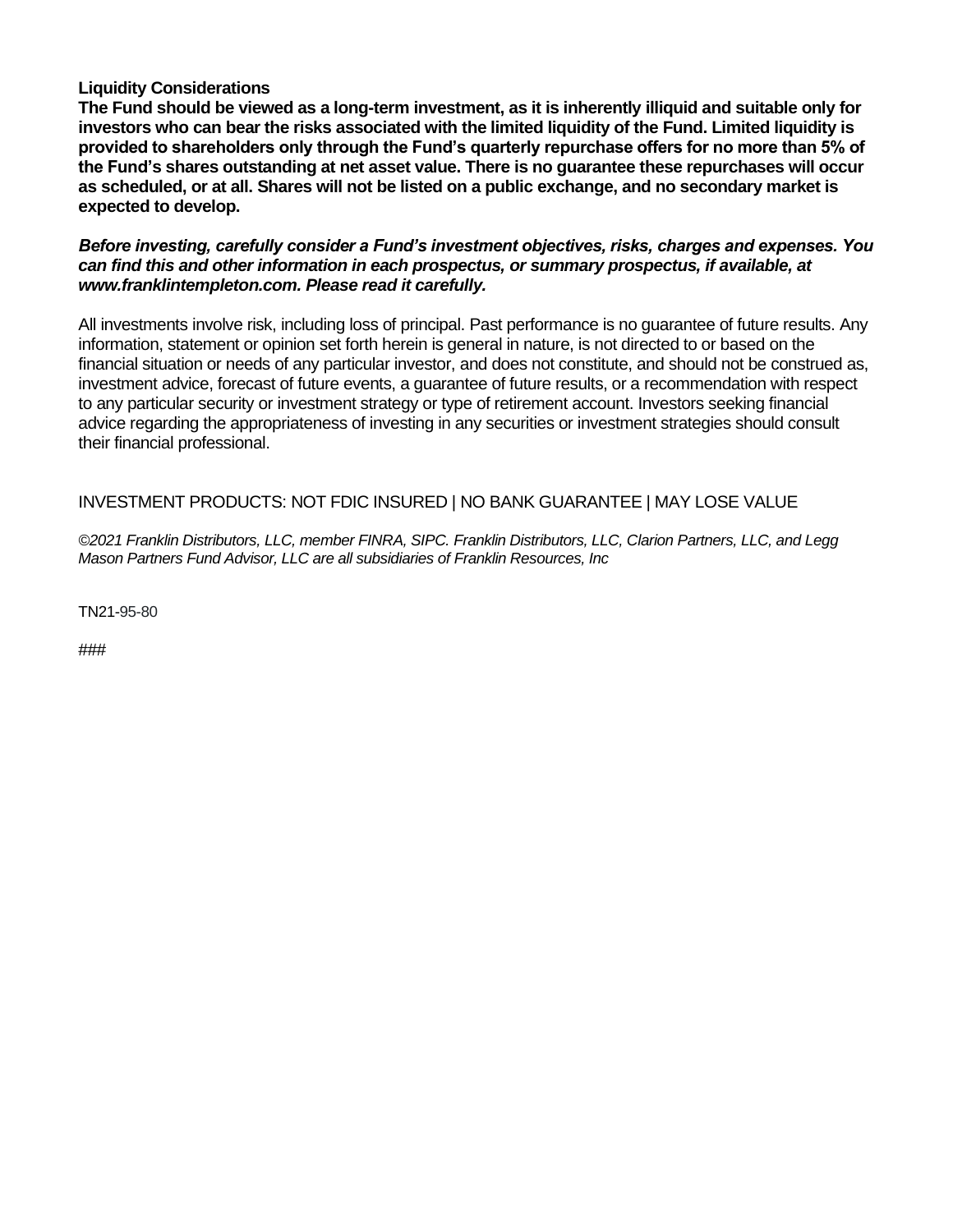**Liquidity Considerations**

**The Fund should be viewed as a long-term investment, as it is inherently illiquid and suitable only for investors who can bear the risks associated with the limited liquidity of the Fund. Limited liquidity is provided to shareholders only through the Fund's quarterly repurchase offers for no more than 5% of the Fund's shares outstanding at net asset value. There is no guarantee these repurchases will occur as scheduled, or at all. Shares will not be listed on a public exchange, and no secondary market is expected to develop.**

***Before investing, carefully consider a Fund's investment objectives, risks, charges and expenses. You can find this and other information in each prospectus, or summary prospectus, if available, at www.franklintempleton.com. Please read it carefully.***

All investments involve risk, including loss of principal. Past performance is no guarantee of future results. Any information, statement or opinion set forth herein is general in nature, is not directed to or based on the financial situation or needs of any particular investor, and does not constitute, and should not be construed as, investment advice, forecast of future events, a guarantee of future results, or a recommendation with respect to any particular security or investment strategy or type of retirement account. Investors seeking financial advice regarding the appropriateness of investing in any securities or investment strategies should consult their financial professional.

INVESTMENT PRODUCTS: NOT FDIC INSURED | NO BANK GUARANTEE | MAY LOSE VALUE

*©2021 Franklin Distributors, LLC, member FINRA, SIPC. Franklin Distributors, LLC, Clarion Partners, LLC, and Legg Mason Partners Fund Advisor, LLC are all subsidiaries of Franklin Resources, Inc*

TN21-95-80

###